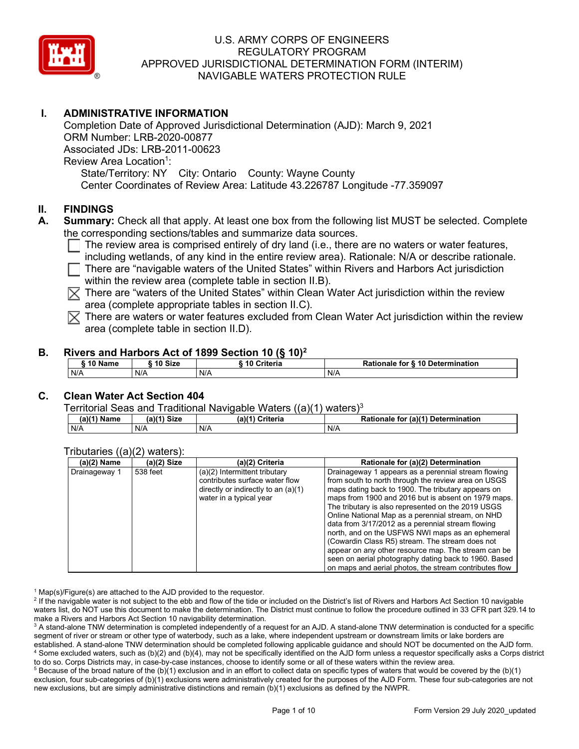U.S. ARMY CORPS OF ENGINEERS
REGULATORY PROGRAM
APPROVED JURISDICTIONAL DETERMINATION FORM (INTERIM)
NAVIGABLE WATERS PROTECTION RULE

## I. ADMINISTRATIVE INFORMATION

Completion Date of Approved Jurisdictional Determination (AJD): March 9, 2021
ORM Number: LRB-2020-00877
Associated JDs: LRB-2011-00623
Review Area Location[1]:
State/Territory: NY City: Ontario County: Wayne County
Center Coordinates of Review Area: Latitude 43.226787 Longitude -77.359097

## II. FINDINGS

**A. Summary:** Check all that apply. At least one box from the following list MUST be selected. Complete the corresponding sections/tables and summarize data sources.

- ☐ The review area is comprised entirely of dry land (i.e., there are no waters or water features, including wetlands, of any kind in the entire review area). Rationale: N/A or describe rationale.
- ☐ There are "navigable waters of the United States" within Rivers and Harbors Act jurisdiction within the review area (complete table in section II.B).
- ☒ There are "waters of the United States" within Clean Water Act jurisdiction within the review area (complete appropriate tables in section II.C).
- ☒ There are waters or water features excluded from Clean Water Act jurisdiction within the review area (complete table in section II.D).

### B. Rivers and Harbors Act of 1899 Section 10 (§ 10)[2]

| § 10 Name | § 10 Size | § 10 Criteria | Rationale for § 10 Determination |
|---|---|---|---|
| N/A | N/A | N/A | N/A |

### C. Clean Water Act Section 404

Territorial Seas and Traditional Navigable Waters ((a)(1) waters)[3]

| (a)(1) Name | (a)(1) Size | (a)(1) Criteria | Rationale for (a)(1) Determination |
|---|---|---|---|
| N/A | N/A | N/A | N/A |

Tributaries ((a)(2) waters):

| (a)(2) Name | (a)(2) Size | (a)(2) Criteria | Rationale for (a)(2) Determination |
|---|---|---|---|
| Drainageway 1 | 538 feet | (a)(2) Intermittent tributary contributes surface water flow directly or indirectly to an (a)(1) water in a typical year | Drainageway 1 appears as a perennial stream flowing from south to north through the review area on USGS maps dating back to 1900. The tributary appears on maps from 1900 and 2016 but is absent on 1979 maps. The tributary is also represented on the 2019 USGS Online National Map as a perennial stream, on NHD data from 3/17/2012 as a perennial stream flowing north, and on the USFWS NWI maps as an ephemeral (Cowardin Class R5) stream. The stream does not appear on any other resource map. The stream can be seen on aerial photography dating back to 1960. Based on maps and aerial photos, the stream contributes flow |

[1] Map(s)/Figure(s) are attached to the AJD provided to the requestor.
[2] If the navigable water is not subject to the ebb and flow of the tide or included on the District's list of Rivers and Harbors Act Section 10 navigable waters list, do NOT use this document to make the determination. The District must continue to follow the procedure outlined in 33 CFR part 329.14 to make a Rivers and Harbors Act Section 10 navigability determination.
[3] A stand-alone TNW determination is completed independently of a request for an AJD. A stand-alone TNW determination is conducted for a specific segment of river or stream or other type of waterbody, such as a lake, where independent upstream or downstream limits or lake borders are established. A stand-alone TNW determination should be completed following applicable guidance and should NOT be documented on the AJD form.
[4] Some excluded waters, such as (b)(2) and (b)(4), may not be specifically identified on the AJD form unless a requestor specifically asks a Corps district to do so. Corps Districts may, in case-by-case instances, choose to identify some or all of these waters within the review area.
[5] Because of the broad nature of the (b)(1) exclusion and in an effort to collect data on specific types of waters that would be covered by the (b)(1) exclusion, four sub-categories of (b)(1) exclusions were administratively created for the purposes of the AJD Form. These four sub-categories are not new exclusions, but are simply administrative distinctions and remain (b)(1) exclusions as defined by the NWPR.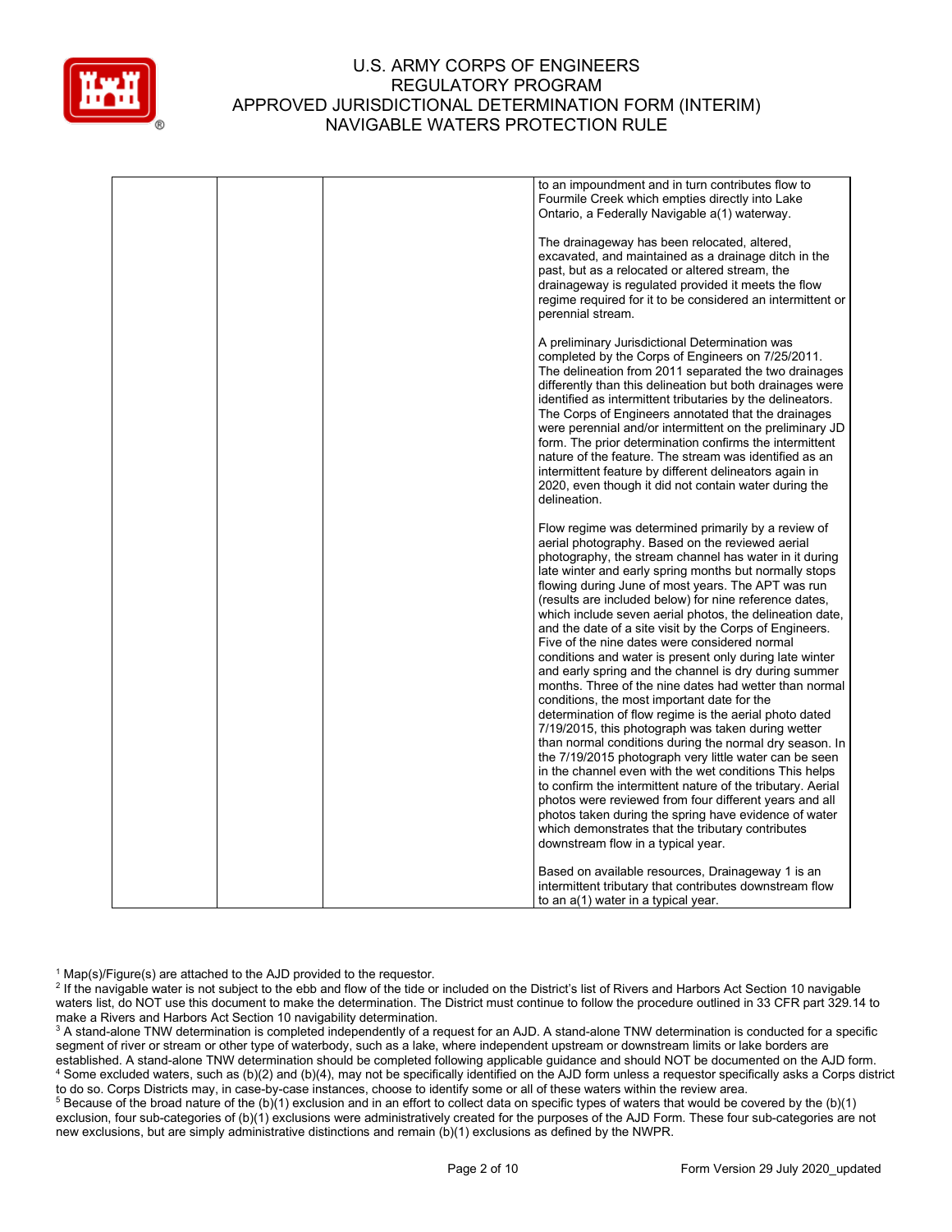| | | | |
|---|---|---|---|
| | | | to an impoundment and in turn contributes flow to Fourmile Creek which empties directly into Lake Ontario, a Federally Navigable a(1) waterway.<br><br>The drainageway has been relocated, altered, excavated, and maintained as a drainage ditch in the past, but as a relocated or altered stream, the drainageway is regulated provided it meets the flow regime required for it to be considered an intermittent or perennial stream.<br><br>A preliminary Jurisdictional Determination was completed by the Corps of Engineers on 7/25/2011. The delineation from 2011 separated the two drainages differently than this delineation but both drainages were identified as intermittent tributaries by the delineators. The Corps of Engineers annotated that the drainages were perennial and/or intermittent on the preliminary JD form. The prior determination confirms the intermittent nature of the feature. The stream was identified as an intermittent feature by different delineators again in 2020, even though it did not contain water during the delineation.<br><br>Flow regime was determined primarily by a review of aerial photography. Based on the reviewed aerial photography, the stream channel has water in it during late winter and early spring months but normally stops flowing during June of most years. The APT was run (results are included below) for nine reference dates, which include seven aerial photos, the delineation date, and the date of a site visit by the Corps of Engineers. Five of the nine dates were considered normal conditions and water is present only during late winter and early spring and the channel is dry during summer months. Three of the nine dates had wetter than normal conditions, the most important date for the determination of flow regime is the aerial photo dated 7/19/2015, this photograph was taken during wetter than normal conditions during the normal dry season. In the 7/19/2015 photograph very little water can be seen in the channel even with the wet conditions This helps to confirm the intermittent nature of the tributary. Aerial photos were reviewed from four different years and all photos taken during the spring have evidence of water which demonstrates that the tributary contributes downstream flow in a typical year.<br><br>Based on available resources, Drainageway 1 is an intermittent tributary that contributes downstream flow to an a(1) water in a typical year. |

[1] Map(s)/Figure(s) are attached to the AJD provided to the requestor.

[2] If the navigable water is not subject to the ebb and flow of the tide or included on the District's list of Rivers and Harbors Act Section 10 navigable waters list, do NOT use this document to make the determination. The District must continue to follow the procedure outlined in 33 CFR part 329.14 to make a Rivers and Harbors Act Section 10 navigability determination.

[3] A stand-alone TNW determination is completed independently of a request for an AJD. A stand-alone TNW determination is conducted for a specific segment of river or stream or other type of waterbody, such as a lake, where independent upstream or downstream limits or lake borders are established. A stand-alone TNW determination should be completed following applicable guidance and should NOT be documented on the AJD form.

[4] Some excluded waters, such as (b)(2) and (b)(4), may not be specifically identified on the AJD form unless a requestor specifically asks a Corps district to do so. Corps Districts may, in case-by-case instances, choose to identify some or all of these waters within the review area.

[5] Because of the broad nature of the (b)(1) exclusion and in an effort to collect data on specific types of waters that would be covered by the (b)(1) exclusion, four sub-categories of (b)(1) exclusions were administratively created for the purposes of the AJD Form. These four sub-categories are not new exclusions, but are simply administrative distinctions and remain (b)(1) exclusions as defined by the NWPR.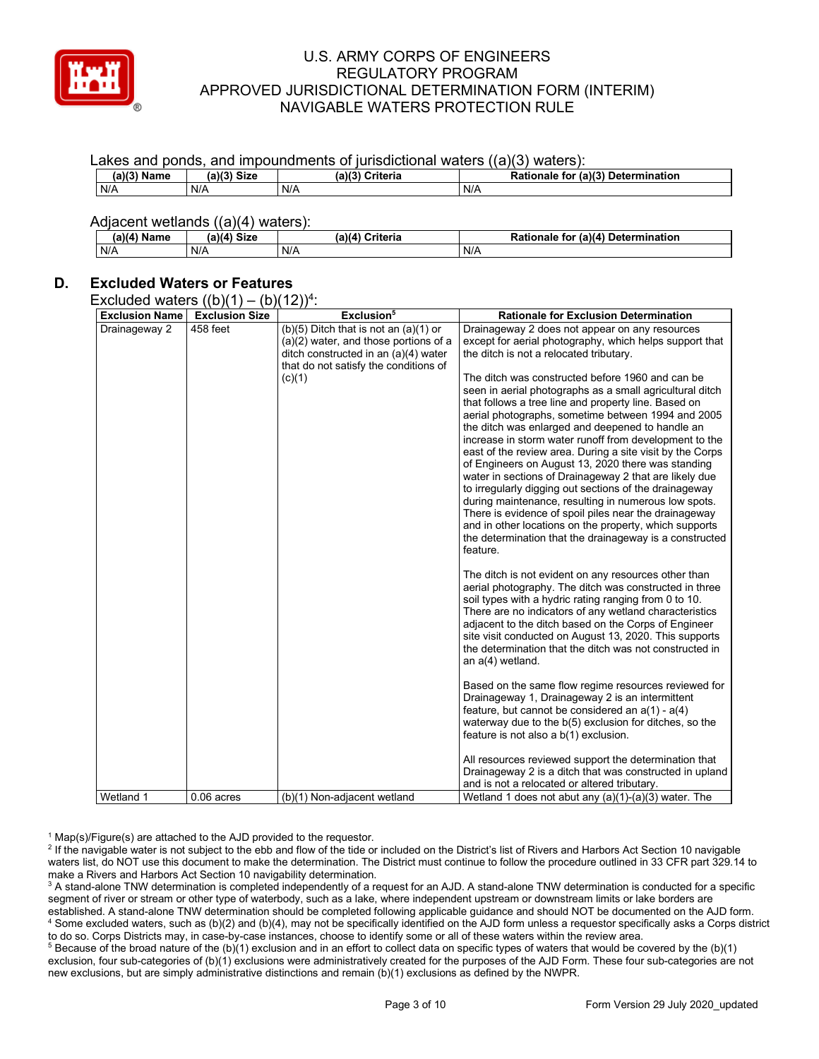Lakes and ponds, and impoundments of jurisdictional waters ((a)(3) waters):

| (a)(3) Name | (a)(3) Size | (a)(3) Criteria | Rationale for (a)(3) Determination |
|---|---|---|---|
| N/A | N/A | N/A | N/A |

Adjacent wetlands ((a)(4) waters):

| (a)(4) Name | (a)(4) Size | (a)(4) Criteria | Rationale for (a)(4) Determination |
|---|---|---|---|
| N/A | N/A | N/A | N/A |

## D. Excluded Waters or Features

Excluded waters ((b)(1) – (b)(12))[4]:

| Exclusion Name | Exclusion Size | Exclusion[5] | Rationale for Exclusion Determination |
|---|---|---|---|
| Drainageway 2 | 458 feet | (b)(5) Ditch that is not an (a)(1) or (a)(2) water, and those portions of a ditch constructed in an (a)(4) water that do not satisfy the conditions of (c)(1) | Drainageway 2 does not appear on any resources except for aerial photography, which helps support that the ditch is not a relocated tributary.<br><br>The ditch was constructed before 1960 and can be seen in aerial photographs as a small agricultural ditch that follows a tree line and property line. Based on aerial photographs, sometime between 1994 and 2005 the ditch was enlarged and deepened to handle an increase in storm water runoff from development to the east of the review area. During a site visit by the Corps of Engineers on August 13, 2020 there was standing water in sections of Drainageway 2 that are likely due to irregularly digging out sections of the drainageway during maintenance, resulting in numerous low spots. There is evidence of spoil piles near the drainageway and in other locations on the property, which supports the determination that the drainageway is a constructed feature.<br><br>The ditch is not evident on any resources other than aerial photography. The ditch was constructed in three soil types with a hydric rating ranging from 0 to 10. There are no indicators of any wetland characteristics adjacent to the ditch based on the Corps of Engineer site visit conducted on August 13, 2020. This supports the determination that the ditch was not constructed in an a(4) wetland.<br><br>Based on the same flow regime resources reviewed for Drainageway 1, Drainageway 2 is an intermittent feature, but cannot be considered an a(1) - a(4) waterway due to the b(5) exclusion for ditches, so the feature is not also a b(1) exclusion.<br><br>All resources reviewed support the determination that Drainageway 2 is a ditch that was constructed in upland and is not a relocated or altered tributary. |
| Wetland 1 | 0.06 acres | (b)(1) Non-adjacent wetland | Wetland 1 does not abut any (a)(1)-(a)(3) water. The |

[1] Map(s)/Figure(s) are attached to the AJD provided to the requestor.

[2] If the navigable water is not subject to the ebb and flow of the tide or included on the District's list of Rivers and Harbors Act Section 10 navigable waters list, do NOT use this document to make the determination. The District must continue to follow the procedure outlined in 33 CFR part 329.14 to make a Rivers and Harbors Act Section 10 navigability determination.

[3] A stand-alone TNW determination is completed independently of a request for an AJD. A stand-alone TNW determination is conducted for a specific segment of river or stream or other type of waterbody, such as a lake, where independent upstream or downstream limits or lake borders are established. A stand-alone TNW determination should be completed following applicable guidance and should NOT be documented on the AJD form.

[4] Some excluded waters, such as (b)(2) and (b)(4), may not be specifically identified on the AJD form unless a requestor specifically asks a Corps district to do so. Corps Districts may, in case-by-case instances, choose to identify some or all of these waters within the review area.

[5] Because of the broad nature of the (b)(1) exclusion and in an effort to collect data on specific types of waters that would be covered by the (b)(1) exclusion, four sub-categories of (b)(1) exclusions were administratively created for the purposes of the AJD Form. These four sub-categories are not new exclusions, but are simply administrative distinctions and remain (b)(1) exclusions as defined by the NWPR.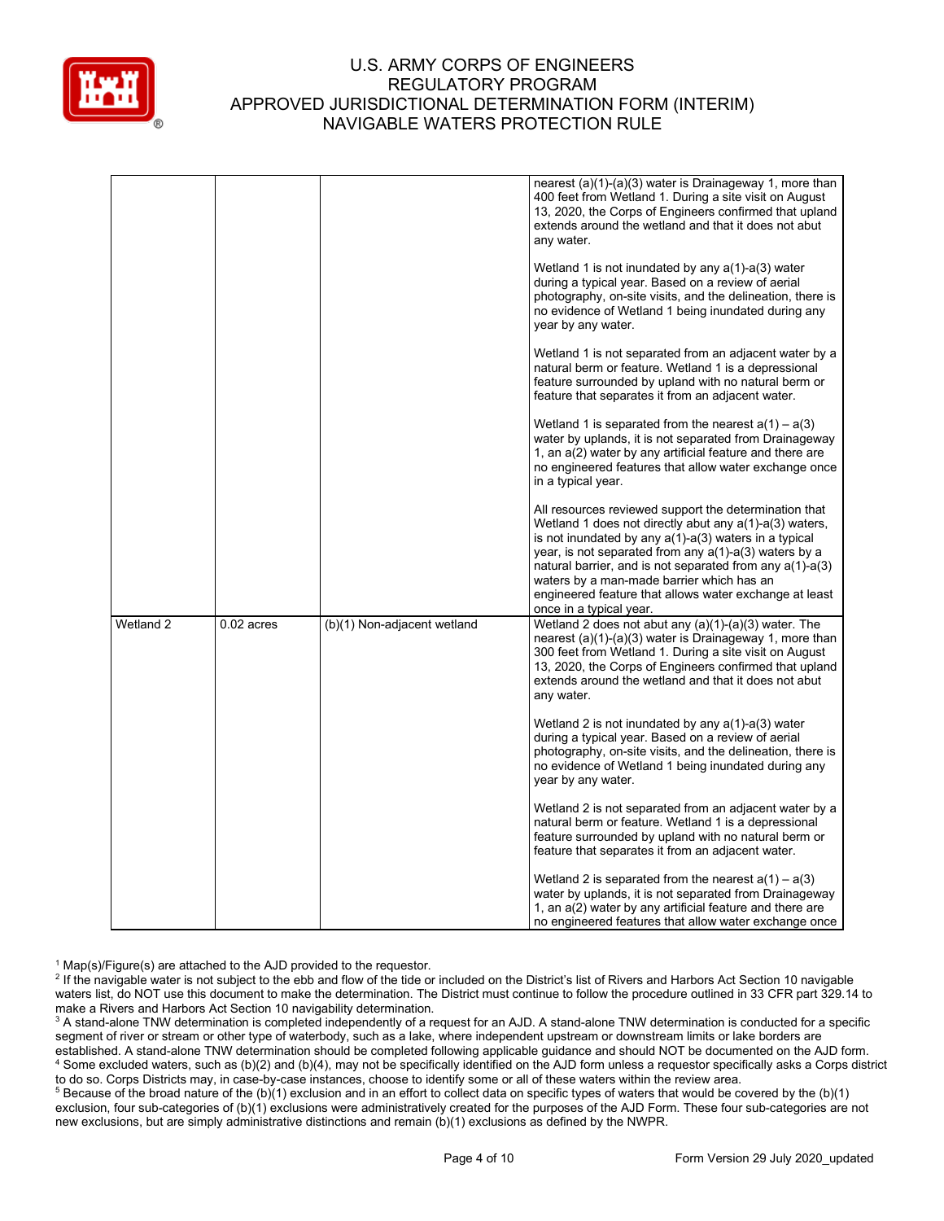| | | | |
|---|---|---|---|
| | | | nearest (a)(1)-(a)(3) water is Drainageway 1, more than 400 feet from Wetland 1. During a site visit on August 13, 2020, the Corps of Engineers confirmed that upland extends around the wetland and that it does not abut any water.<br><br>Wetland 1 is not inundated by any a(1)-a(3) water during a typical year. Based on a review of aerial photography, on-site visits, and the delineation, there is no evidence of Wetland 1 being inundated during any year by any water.<br><br>Wetland 1 is not separated from an adjacent water by a natural berm or feature. Wetland 1 is a depressional feature surrounded by upland with no natural berm or feature that separates it from an adjacent water.<br><br>Wetland 1 is separated from the nearest a(1) – a(3) water by uplands, it is not separated from Drainageway 1, an a(2) water by any artificial feature and there are no engineered features that allow water exchange once in a typical year.<br><br>All resources reviewed support the determination that Wetland 1 does not directly abut any a(1)-a(3) waters, is not inundated by any a(1)-a(3) waters in a typical year, is not separated from any a(1)-a(3) waters by a natural barrier, and is not separated from any a(1)-a(3) waters by a man-made barrier which has an engineered feature that allows water exchange at least once in a typical year. |
| Wetland 2 | 0.02 acres | (b)(1) Non-adjacent wetland | Wetland 2 does not abut any (a)(1)-(a)(3) water. The nearest (a)(1)-(a)(3) water is Drainageway 1, more than 300 feet from Wetland 1. During a site visit on August 13, 2020, the Corps of Engineers confirmed that upland extends around the wetland and that it does not abut any water.<br><br>Wetland 2 is not inundated by any a(1)-a(3) water during a typical year. Based on a review of aerial photography, on-site visits, and the delineation, there is no evidence of Wetland 1 being inundated during any year by any water.<br><br>Wetland 2 is not separated from an adjacent water by a natural berm or feature. Wetland 1 is a depressional feature surrounded by upland with no natural berm or feature that separates it from an adjacent water.<br><br>Wetland 2 is separated from the nearest a(1) – a(3) water by uplands, it is not separated from Drainageway 1, an a(2) water by any artificial feature and there are no engineered features that allow water exchange once |

[1] Map(s)/Figure(s) are attached to the AJD provided to the requestor.
[2] If the navigable water is not subject to the ebb and flow of the tide or included on the District's list of Rivers and Harbors Act Section 10 navigable waters list, do NOT use this document to make the determination. The District must continue to follow the procedure outlined in 33 CFR part 329.14 to make a Rivers and Harbors Act Section 10 navigability determination.
[3] A stand-alone TNW determination is completed independently of a request for an AJD. A stand-alone TNW determination is conducted for a specific segment of river or stream or other type of waterbody, such as a lake, where independent upstream or downstream limits or lake borders are established. A stand-alone TNW determination should be completed following applicable guidance and should NOT be documented on the AJD form.
[4] Some excluded waters, such as (b)(2) and (b)(4), may not be specifically identified on the AJD form unless a requestor specifically asks a Corps district to do so. Corps Districts may, in case-by-case instances, choose to identify some or all of these waters within the review area.
[5] Because of the broad nature of the (b)(1) exclusion and in an effort to collect data on specific types of waters that would be covered by the (b)(1) exclusion, four sub-categories of (b)(1) exclusions were administratively created for the purposes of the AJD Form. These four sub-categories are not new exclusions, but are simply administrative distinctions and remain (b)(1) exclusions as defined by the NWPR.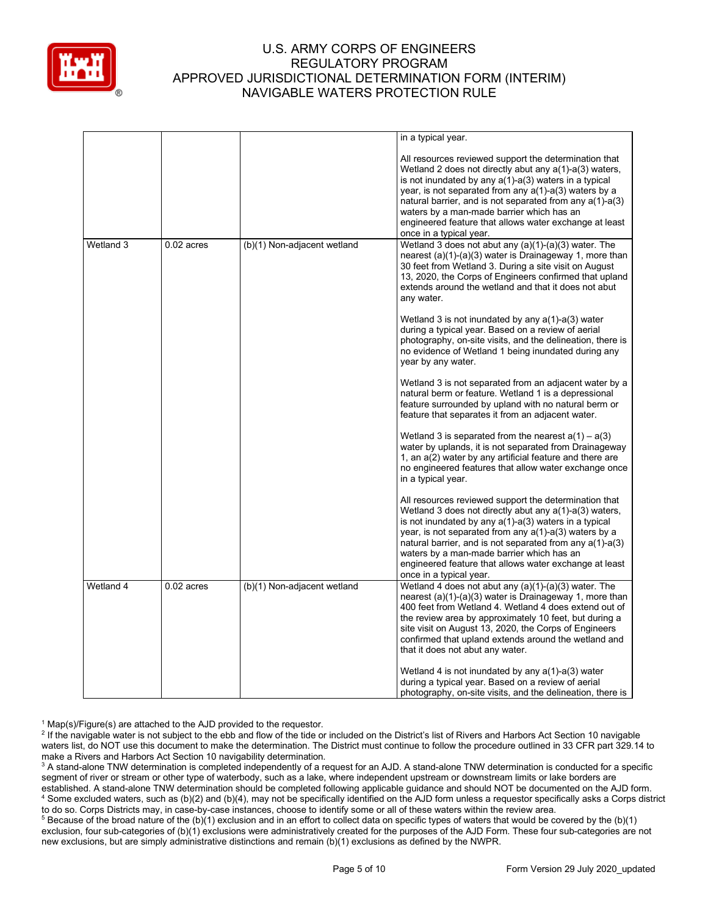| | | | |
|---|---|---|---|
| | | | in a typical year.<br><br>All resources reviewed support the determination that Wetland 2 does not directly abut any a(1)-a(3) waters, is not inundated by any a(1)-a(3) waters in a typical year, is not separated from any a(1)-a(3) waters by a natural barrier, and is not separated from any a(1)-a(3) waters by a man-made barrier which has an engineered feature that allows water exchange at least once in a typical year. |
| Wetland 3 | 0.02 acres | (b)(1) Non-adjacent wetland | Wetland 3 does not abut any (a)(1)-(a)(3) water. The nearest (a)(1)-(a)(3) water is Drainageway 1, more than 30 feet from Wetland 3. During a site visit on August 13, 2020, the Corps of Engineers confirmed that upland extends around the wetland and that it does not abut any water.<br><br>Wetland 3 is not inundated by any a(1)-a(3) water during a typical year. Based on a review of aerial photography, on-site visits, and the delineation, there is no evidence of Wetland 1 being inundated during any year by any water.<br><br>Wetland 3 is not separated from an adjacent water by a natural berm or feature. Wetland 1 is a depressional feature surrounded by upland with no natural berm or feature that separates it from an adjacent water.<br><br>Wetland 3 is separated from the nearest a(1) – a(3) water by uplands, it is not separated from Drainageway 1, an a(2) water by any artificial feature and there are no engineered features that allow water exchange once in a typical year.<br><br>All resources reviewed support the determination that Wetland 3 does not directly abut any a(1)-a(3) waters, is not inundated by any a(1)-a(3) waters in a typical year, is not separated from any a(1)-a(3) waters by a natural barrier, and is not separated from any a(1)-a(3) waters by a man-made barrier which has an engineered feature that allows water exchange at least once in a typical year. |
| Wetland 4 | 0.02 acres | (b)(1) Non-adjacent wetland | Wetland 4 does not abut any (a)(1)-(a)(3) water. The nearest (a)(1)-(a)(3) water is Drainageway 1, more than 400 feet from Wetland 4. Wetland 4 does extend out of the review area by approximately 10 feet, but during a site visit on August 13, 2020, the Corps of Engineers confirmed that upland extends around the wetland and that it does not abut any water.<br><br>Wetland 4 is not inundated by any a(1)-a(3) water during a typical year. Based on a review of aerial photography, on-site visits, and the delineation, there is |

[1] Map(s)/Figure(s) are attached to the AJD provided to the requestor.
[2] If the navigable water is not subject to the ebb and flow of the tide or included on the District's list of Rivers and Harbors Act Section 10 navigable waters list, do NOT use this document to make the determination. The District must continue to follow the procedure outlined in 33 CFR part 329.14 to make a Rivers and Harbors Act Section 10 navigability determination.
[3] A stand-alone TNW determination is completed independently of a request for an AJD. A stand-alone TNW determination is conducted for a specific segment of river or stream or other type of waterbody, such as a lake, where independent upstream or downstream limits or lake borders are established. A stand-alone TNW determination should be completed following applicable guidance and should NOT be documented on the AJD form.
[4] Some excluded waters, such as (b)(2) and (b)(4), may not be specifically identified on the AJD form unless a requestor specifically asks a Corps district to do so. Corps Districts may, in case-by-case instances, choose to identify some or all of these waters within the review area.
[5] Because of the broad nature of the (b)(1) exclusion and in an effort to collect data on specific types of waters that would be covered by the (b)(1) exclusion, four sub-categories of (b)(1) exclusions were administratively created for the purposes of the AJD Form. These four sub-categories are not new exclusions, but are simply administrative distinctions and remain (b)(1) exclusions as defined by the NWPR.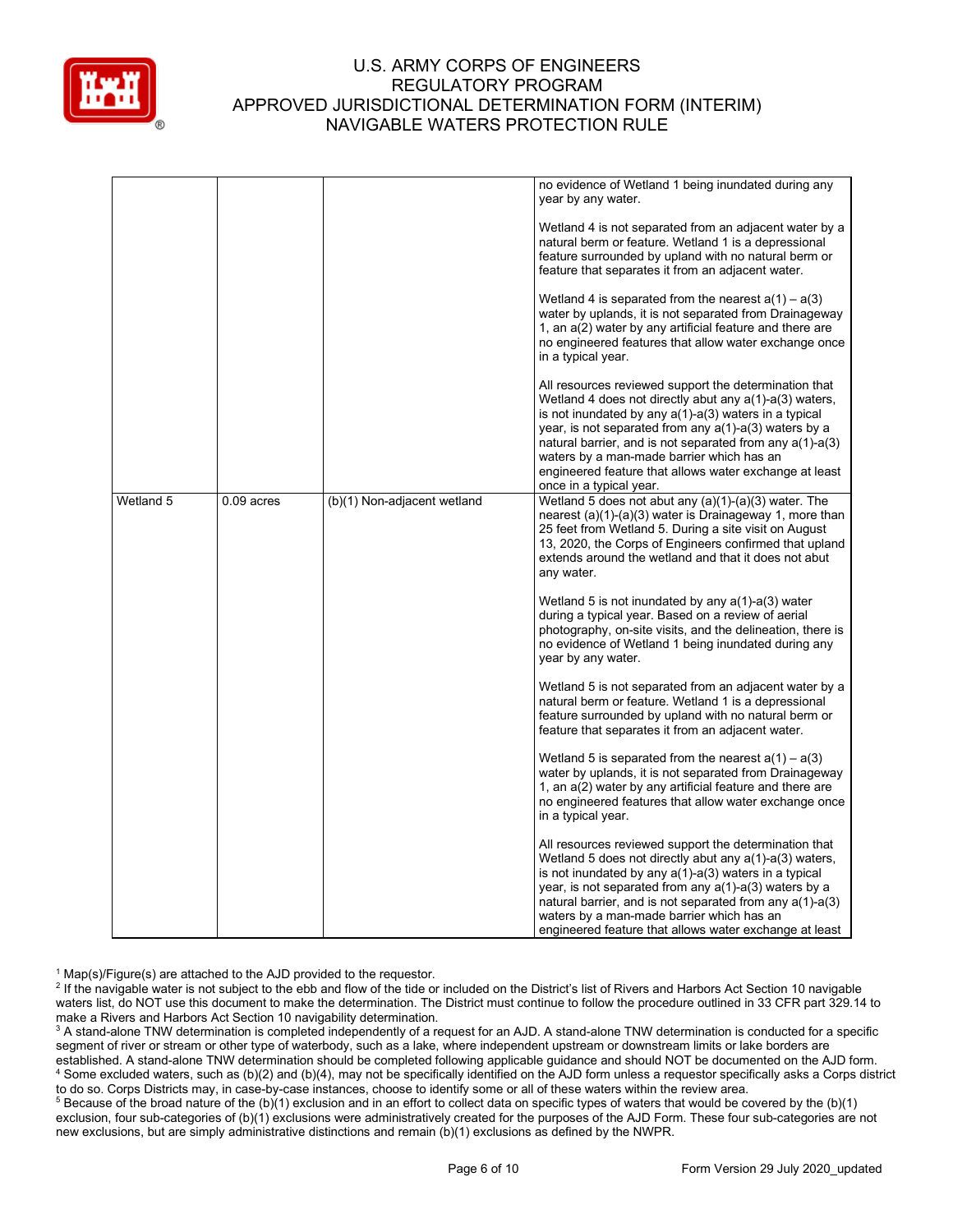# U.S. ARMY CORPS OF ENGINEERS
## REGULATORY PROGRAM
## APPROVED JURISDICTIONAL DETERMINATION FORM (INTERIM)
## NAVIGABLE WATERS PROTECTION RULE

| | | | |
|---|---|---|---|
| | | | no evidence of Wetland 1 being inundated during any year by any water.<br><br>Wetland 4 is not separated from an adjacent water by a natural berm or feature. Wetland 1 is a depressional feature surrounded by upland with no natural berm or feature that separates it from an adjacent water.<br><br>Wetland 4 is separated from the nearest a(1) – a(3) water by uplands, it is not separated from Drainageway 1, an a(2) water by any artificial feature and there are no engineered features that allow water exchange once in a typical year.<br><br>All resources reviewed support the determination that Wetland 4 does not directly abut any a(1)-a(3) waters, is not inundated by any a(1)-a(3) waters in a typical year, is not separated from any a(1)-a(3) waters by a natural barrier, and is not separated from any a(1)-a(3) waters by a man-made barrier which has an engineered feature that allows water exchange at least once in a typical year. |
| Wetland 5 | 0.09 acres | (b)(1) Non-adjacent wetland | Wetland 5 does not abut any (a)(1)-(a)(3) water. The nearest (a)(1)-(a)(3) water is Drainageway 1, more than 25 feet from Wetland 5. During a site visit on August 13, 2020, the Corps of Engineers confirmed that upland extends around the wetland and that it does not abut any water.<br><br>Wetland 5 is not inundated by any a(1)-a(3) water during a typical year. Based on a review of aerial photography, on-site visits, and the delineation, there is no evidence of Wetland 1 being inundated during any year by any water.<br><br>Wetland 5 is not separated from an adjacent water by a natural berm or feature. Wetland 1 is a depressional feature surrounded by upland with no natural berm or feature that separates it from an adjacent water.<br><br>Wetland 5 is separated from the nearest a(1) – a(3) water by uplands, it is not separated from Drainageway 1, an a(2) water by any artificial feature and there are no engineered features that allow water exchange once in a typical year.<br><br>All resources reviewed support the determination that Wetland 5 does not directly abut any a(1)-a(3) waters, is not inundated by any a(1)-a(3) waters in a typical year, is not separated from any a(1)-a(3) waters by a natural barrier, and is not separated from any a(1)-a(3) waters by a man-made barrier which has an engineered feature that allows water exchange at least |

[1] Map(s)/Figure(s) are attached to the AJD provided to the requestor.
[2] If the navigable water is not subject to the ebb and flow of the tide or included on the District's list of Rivers and Harbors Act Section 10 navigable waters list, do NOT use this document to make the determination. The District must continue to follow the procedure outlined in 33 CFR part 329.14 to make a Rivers and Harbors Act Section 10 navigability determination.
[3] A stand-alone TNW determination is completed independently of a request for an AJD. A stand-alone TNW determination is conducted for a specific segment of river or stream or other type of waterbody, such as a lake, where independent upstream or downstream limits or lake borders are established. A stand-alone TNW determination should be completed following applicable guidance and should NOT be documented on the AJD form.
[4] Some excluded waters, such as (b)(2) and (b)(4), may not be specifically identified on the AJD form unless a requestor specifically asks a Corps district to do so. Corps Districts may, in case-by-case instances, choose to identify some or all of these waters within the review area.
[5] Because of the broad nature of the (b)(1) exclusion and in an effort to collect data on specific types of waters that would be covered by the (b)(1) exclusion, four sub-categories of (b)(1) exclusions were administratively created for the purposes of the AJD Form. These four sub-categories are not new exclusions, but are simply administrative distinctions and remain (b)(1) exclusions as defined by the NWPR.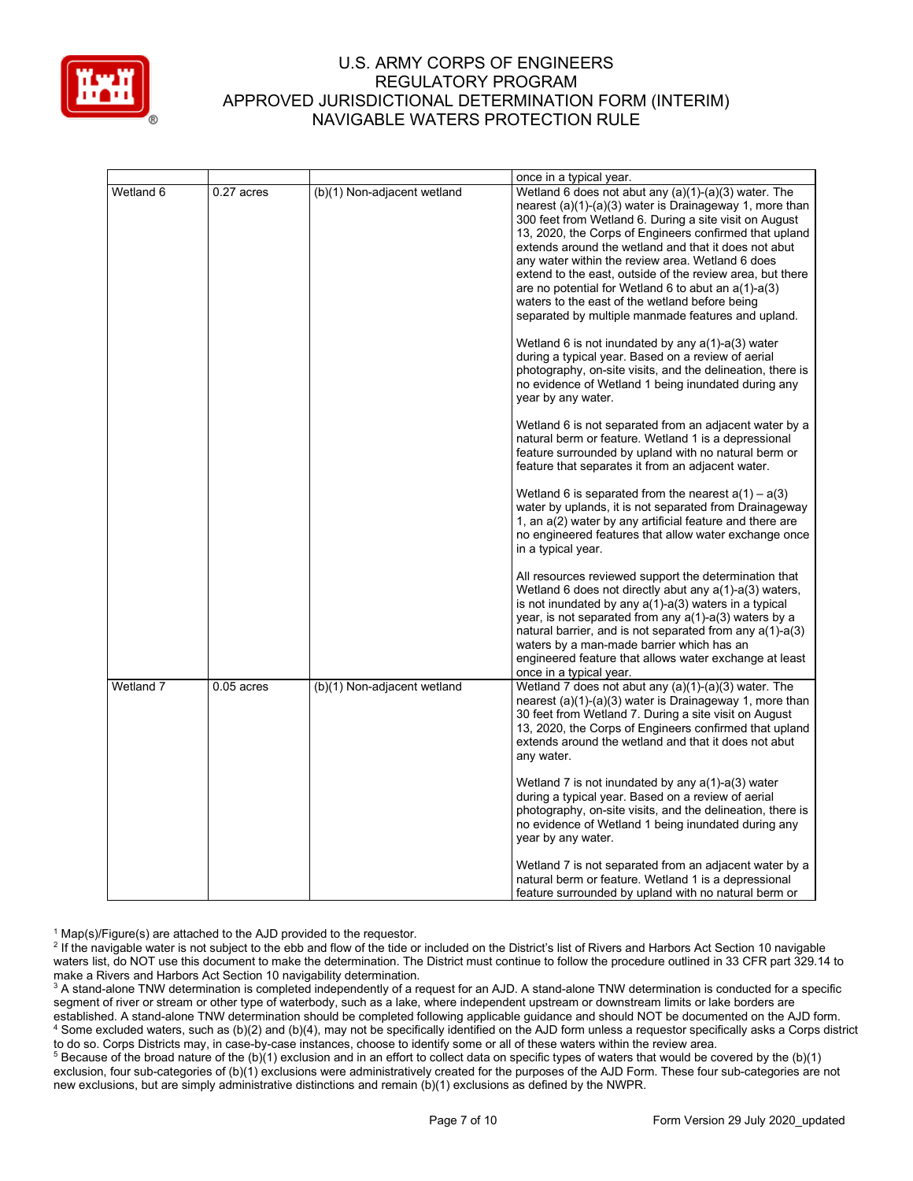| | | | |
|---|---|---|---|
| | | | once in a typical year. |
| Wetland 6 | 0.27 acres | (b)(1) Non-adjacent wetland | Wetland 6 does not abut any (a)(1)-(a)(3) water. The nearest (a)(1)-(a)(3) water is Drainageway 1, more than 300 feet from Wetland 6. During a site visit on August 13, 2020, the Corps of Engineers confirmed that upland extends around the wetland and that it does not abut any water within the review area. Wetland 6 does extend to the east, outside of the review area, but there are no potential for Wetland 6 to abut an a(1)-a(3) waters to the east of the wetland before being separated by multiple manmade features and upland.<br><br>Wetland 6 is not inundated by any a(1)-a(3) water during a typical year. Based on a review of aerial photography, on-site visits, and the delineation, there is no evidence of Wetland 1 being inundated during any year by any water.<br><br>Wetland 6 is not separated from an adjacent water by a natural berm or feature. Wetland 1 is a depressional feature surrounded by upland with no natural berm or feature that separates it from an adjacent water.<br><br>Wetland 6 is separated from the nearest a(1) – a(3) water by uplands, it is not separated from Drainageway 1, an a(2) water by any artificial feature and there are no engineered features that allow water exchange once in a typical year.<br><br>All resources reviewed support the determination that Wetland 6 does not directly abut any a(1)-a(3) waters, is not inundated by any a(1)-a(3) waters in a typical year, is not separated from any a(1)-a(3) waters by a natural barrier, and is not separated from any a(1)-a(3) waters by a man-made barrier which has an engineered feature that allows water exchange at least once in a typical year. |
| Wetland 7 | 0.05 acres | (b)(1) Non-adjacent wetland | Wetland 7 does not abut any (a)(1)-(a)(3) water. The nearest (a)(1)-(a)(3) water is Drainageway 1, more than 30 feet from Wetland 7. During a site visit on August 13, 2020, the Corps of Engineers confirmed that upland extends around the wetland and that it does not abut any water.<br><br>Wetland 7 is not inundated by any a(1)-a(3) water during a typical year. Based on a review of aerial photography, on-site visits, and the delineation, there is no evidence of Wetland 1 being inundated during any year by any water.<br><br>Wetland 7 is not separated from an adjacent water by a natural berm or feature. Wetland 1 is a depressional feature surrounded by upland with no natural berm or |

[1] Map(s)/Figure(s) are attached to the AJD provided to the requestor.

[2] If the navigable water is not subject to the ebb and flow of the tide or included on the District's list of Rivers and Harbors Act Section 10 navigable waters list, do NOT use this document to make the determination. The District must continue to follow the procedure outlined in 33 CFR part 329.14 to make a Rivers and Harbors Act Section 10 navigability determination.

[3] A stand-alone TNW determination is completed independently of a request for an AJD. A stand-alone TNW determination is conducted for a specific segment of river or stream or other type of waterbody, such as a lake, where independent upstream or downstream limits or lake borders are established. A stand-alone TNW determination should be completed following applicable guidance and should NOT be documented on the AJD form.

[4] Some excluded waters, such as (b)(2) and (b)(4), may not be specifically identified on the AJD form unless a requestor specifically asks a Corps district to do so. Corps Districts may, in case-by-case instances, choose to identify some or all of these waters within the review area.

[5] Because of the broad nature of the (b)(1) exclusion and in an effort to collect data on specific types of waters that would be covered by the (b)(1) exclusion, four sub-categories of (b)(1) exclusions were administratively created for the purposes of the AJD Form. These four sub-categories are not new exclusions, but are simply administrative distinctions and remain (b)(1) exclusions as defined by the NWPR.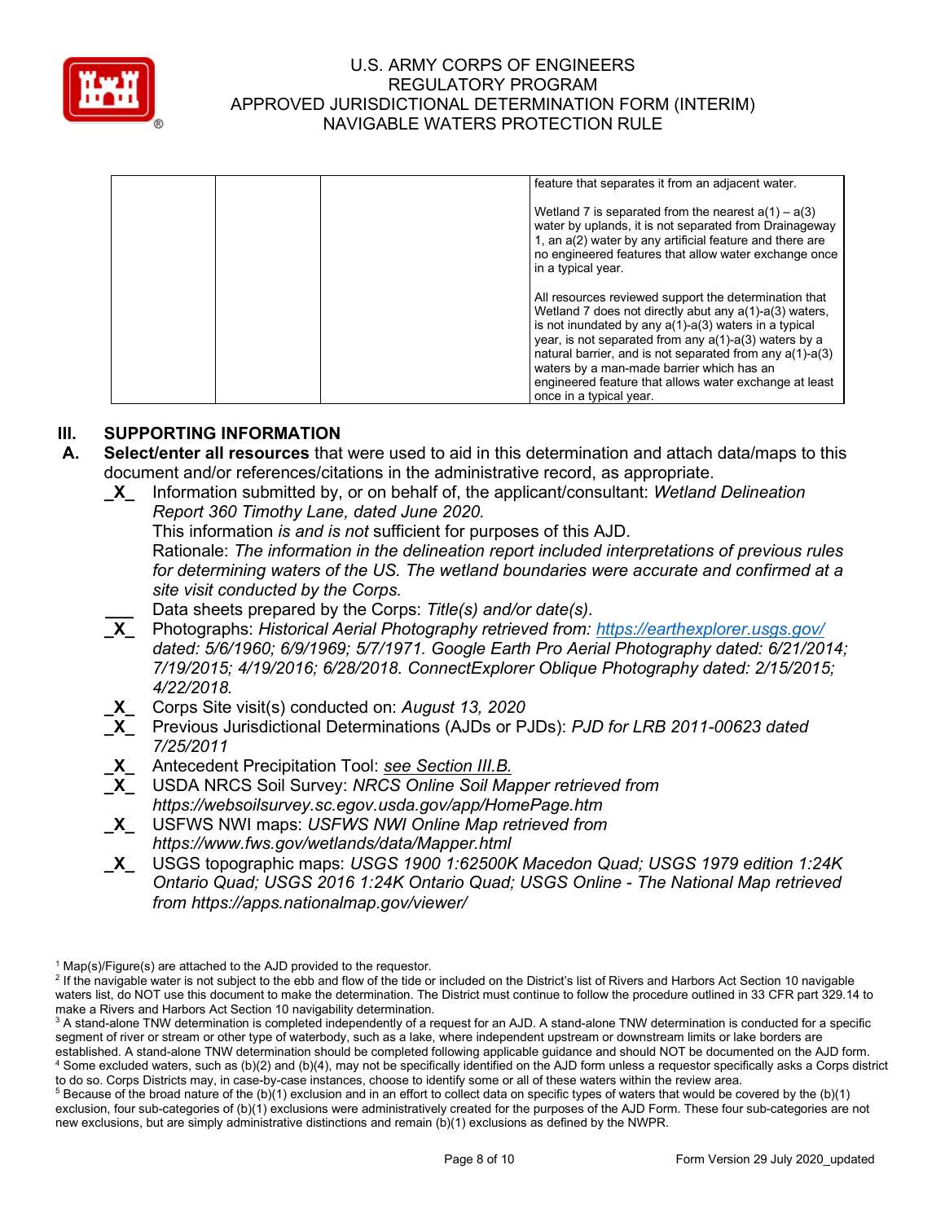| | | | |
|---|---|---|---|
| | | | feature that separates it from an adjacent water.<br><br>Wetland 7 is separated from the nearest a(1) – a(3) water by uplands, it is not separated from Drainageway 1, an a(2) water by any artificial feature and there are no engineered features that allow water exchange once in a typical year.<br><br>All resources reviewed support the determination that Wetland 7 does not directly abut any a(1)-a(3) waters, is not inundated by any a(1)-a(3) waters in a typical year, is not separated from any a(1)-a(3) waters by a natural barrier, and is not separated from any a(1)-a(3) waters by a man-made barrier which has an engineered feature that allows water exchange at least once in a typical year. |

## III. SUPPORTING INFORMATION

**A. Select/enter all resources** that were used to aid in this determination and attach data/maps to this document and/or references/citations in the administrative record, as appropriate.

_X_ Information submitted by, or on behalf of, the applicant/consultant: *Wetland Delineation Report 360 Timothy Lane, dated June 2020.*
This information *is and is not* sufficient for purposes of this AJD.
Rationale: *The information in the delineation report included interpretations of previous rules for determining waters of the US. The wetland boundaries were accurate and confirmed at a site visit conducted by the Corps.*

___ Data sheets prepared by the Corps: *Title(s) and/or date(s).*

_X_ Photographs: *Historical Aerial Photography retrieved from: https://earthexplorer.usgs.gov/ dated: 5/6/1960; 6/9/1969; 5/7/1971. Google Earth Pro Aerial Photography dated: 6/21/2014; 7/19/2015; 4/19/2016; 6/28/2018. ConnectExplorer Oblique Photography dated: 2/15/2015; 4/22/2018.*

_X_ Corps Site visit(s) conducted on: *August 13, 2020*

_X_ Previous Jurisdictional Determinations (AJDs or PJDs): *PJD for LRB 2011-00623 dated 7/25/2011*

_X_ Antecedent Precipitation Tool: *see Section III.B.*

_X_ USDA NRCS Soil Survey: *NRCS Online Soil Mapper retrieved from https://websoilsurvey.sc.egov.usda.gov/app/HomePage.htm*

_X_ USFWS NWI maps: *USFWS NWI Online Map retrieved from https://www.fws.gov/wetlands/data/Mapper.html*

_X_ USGS topographic maps: *USGS 1900 1:62500K Macedon Quad; USGS 1979 edition 1:24K Ontario Quad; USGS 2016 1:24K Ontario Quad; USGS Online - The National Map retrieved from https://apps.nationalmap.gov/viewer/*

---

[1] Map(s)/Figure(s) are attached to the AJD provided to the requestor.

[2] If the navigable water is not subject to the ebb and flow of the tide or included on the District's list of Rivers and Harbors Act Section 10 navigable waters list, do NOT use this document to make the determination. The District must continue to follow the procedure outlined in 33 CFR part 329.14 to make a Rivers and Harbors Act Section 10 navigability determination.

[3] A stand-alone TNW determination is completed independently of a request for an AJD. A stand-alone TNW determination is conducted for a specific segment of river or stream or other type of waterbody, such as a lake, where independent upstream or downstream limits or lake borders are established. A stand-alone TNW determination should be completed following applicable guidance and should NOT be documented on the AJD form.

[4] Some excluded waters, such as (b)(2) and (b)(4), may not be specifically identified on the AJD form unless a requestor specifically asks a Corps district to do so. Corps Districts may, in case-by-case instances, choose to identify some or all of these waters within the review area.

[5] Because of the broad nature of the (b)(1) exclusion and in an effort to collect data on specific types of waters that would be covered by the (b)(1) exclusion, four sub-categories of (b)(1) exclusions were administratively created for the purposes of the AJD Form. These four sub-categories are not new exclusions, but are simply administrative distinctions and remain (b)(1) exclusions as defined by the NWPR.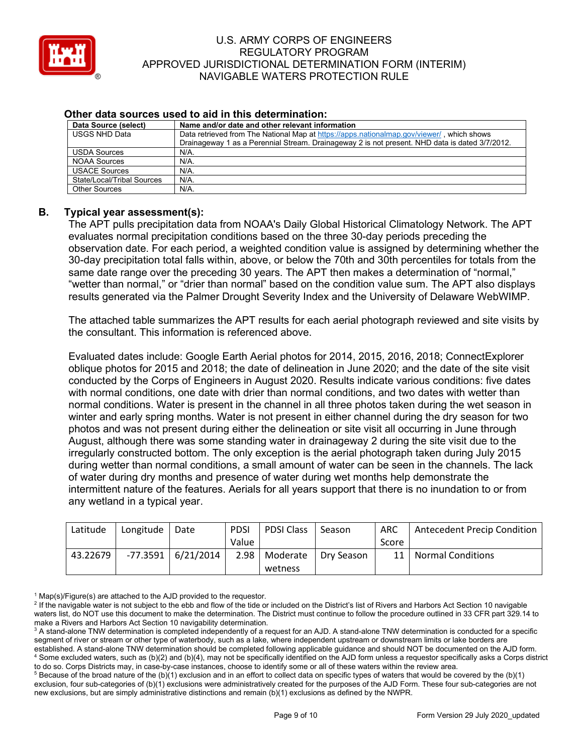### Other data sources used to aid in this determination:

| Data Source (select) | Name and/or date and other relevant information |
|---|---|
| USGS NHD Data | Data retrieved from The National Map at https://apps.nationalmap.gov/viewer/ , which shows Drainageway 1 as a Perennial Stream. Drainageway 2 is not present. NHD data is dated 3/7/2012. |
| USDA Sources | N/A. |
| NOAA Sources | N/A. |
| USACE Sources | N/A. |
| State/Local/Tribal Sources | N/A. |
| Other Sources | N/A. |

## B. Typical year assessment(s):

The APT pulls precipitation data from NOAA's Daily Global Historical Climatology Network. The APT evaluates normal precipitation conditions based on the three 30-day periods preceding the observation date. For each period, a weighted condition value is assigned by determining whether the 30-day precipitation total falls within, above, or below the 70th and 30th percentiles for totals from the same date range over the preceding 30 years. The APT then makes a determination of "normal," "wetter than normal," or "drier than normal" based on the condition value sum. The APT also displays results generated via the Palmer Drought Severity Index and the University of Delaware WebWIMP.

The attached table summarizes the APT results for each aerial photograph reviewed and site visits by the consultant. This information is referenced above.

Evaluated dates include: Google Earth Aerial photos for 2014, 2015, 2016, 2018; ConnectExplorer oblique photos for 2015 and 2018; the date of delineation in June 2020; and the date of the site visit conducted by the Corps of Engineers in August 2020. Results indicate various conditions: five dates with normal conditions, one date with drier than normal conditions, and two dates with wetter than normal conditions. Water is present in the channel in all three photos taken during the wet season in winter and early spring months. Water is not present in either channel during the dry season for two photos and was not present during either the delineation or site visit all occurring in June through August, although there was some standing water in drainageway 2 during the site visit due to the irregularly constructed bottom. The only exception is the aerial photograph taken during July 2015 during wetter than normal conditions, a small amount of water can be seen in the channels. The lack of water during dry months and presence of water during wet months help demonstrate the intermittent nature of the features. Aerials for all years support that there is no inundation to or from any wetland in a typical year.

| Latitude | Longitude | Date | PDSI Value | PDSI Class | Season | ARC Score | Antecedent Precip Condition |
|---|---|---|---|---|---|---|---|
| 43.22679 | -77.3591 | 6/21/2014 | 2.98 | Moderate wetness | Dry Season | 11 | Normal Conditions |

[1] Map(s)/Figure(s) are attached to the AJD provided to the requestor.
[2] If the navigable water is not subject to the ebb and flow of the tide or included on the District's list of Rivers and Harbors Act Section 10 navigable waters list, do NOT use this document to make the determination. The District must continue to follow the procedure outlined in 33 CFR part 329.14 to make a Rivers and Harbors Act Section 10 navigability determination.
[3] A stand-alone TNW determination is completed independently of a request for an AJD. A stand-alone TNW determination is conducted for a specific segment of river or stream or other type of waterbody, such as a lake, where independent upstream or downstream limits or lake borders are established. A stand-alone TNW determination should be completed following applicable guidance and should NOT be documented on the AJD form.
[4] Some excluded waters, such as (b)(2) and (b)(4), may not be specifically identified on the AJD form unless a requestor specifically asks a Corps district to do so. Corps Districts may, in case-by-case instances, choose to identify some or all of these waters within the review area.
[5] Because of the broad nature of the (b)(1) exclusion and in an effort to collect data on specific types of waters that would be covered by the (b)(1) exclusion, four sub-categories of (b)(1) exclusions were administratively created for the purposes of the AJD Form. These four sub-categories are not new exclusions, but are simply administrative distinctions and remain (b)(1) exclusions as defined by the NWPR.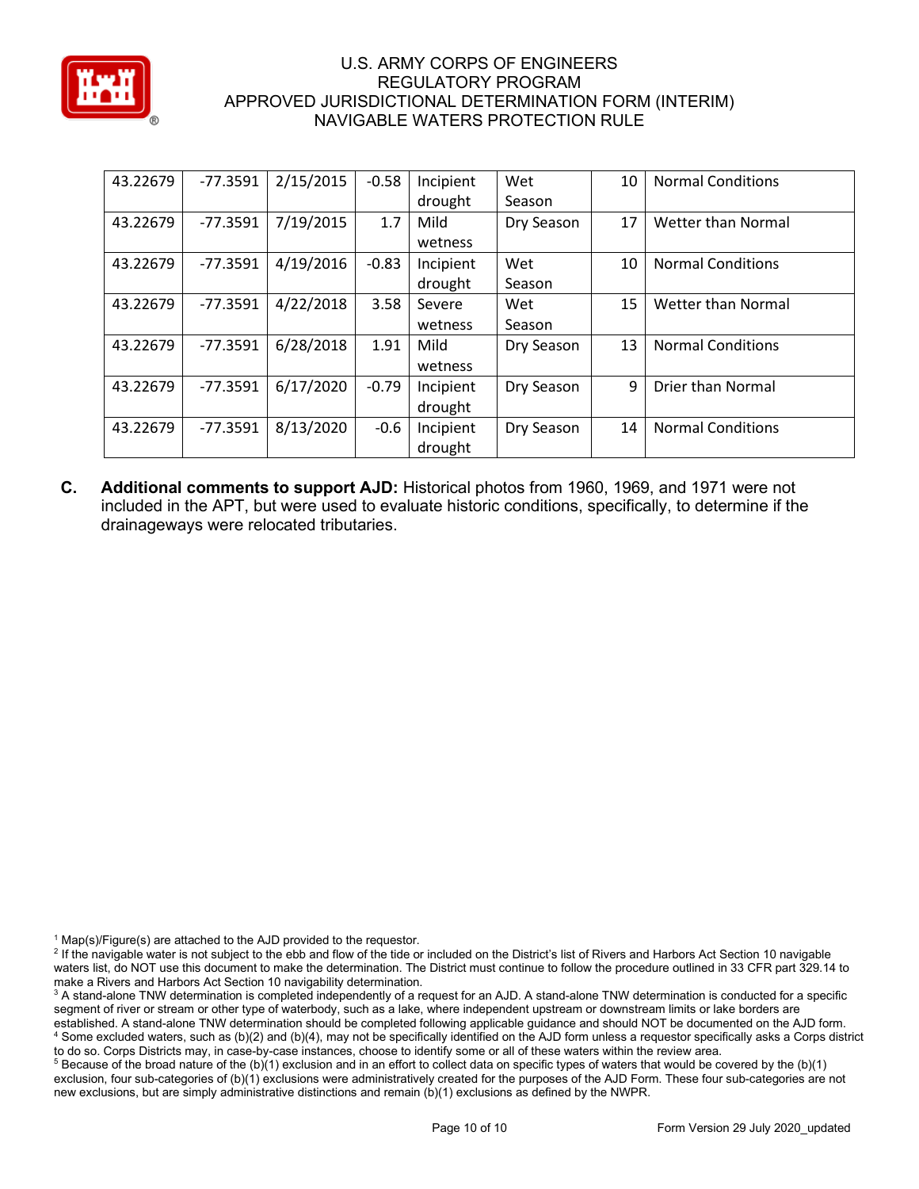| | | | | | | | |
|---|---|---|---|---|---|---|---|
| 43.22679 | -77.3591 | 2/15/2015 | -0.58 | Incipient drought | Wet Season | 10 | Normal Conditions |
| 43.22679 | -77.3591 | 7/19/2015 | 1.7 | Mild wetness | Dry Season | 17 | Wetter than Normal |
| 43.22679 | -77.3591 | 4/19/2016 | -0.83 | Incipient drought | Wet Season | 10 | Normal Conditions |
| 43.22679 | -77.3591 | 4/22/2018 | 3.58 | Severe wetness | Wet Season | 15 | Wetter than Normal |
| 43.22679 | -77.3591 | 6/28/2018 | 1.91 | Mild wetness | Dry Season | 13 | Normal Conditions |
| 43.22679 | -77.3591 | 6/17/2020 | -0.79 | Incipient drought | Dry Season | 9 | Drier than Normal |
| 43.22679 | -77.3591 | 8/13/2020 | -0.6 | Incipient drought | Dry Season | 14 | Normal Conditions |

**C. Additional comments to support AJD:** Historical photos from 1960, 1969, and 1971 were not included in the APT, but were used to evaluate historic conditions, specifically, to determine if the drainageways were relocated tributaries.

[1] Map(s)/Figure(s) are attached to the AJD provided to the requestor.
[2] If the navigable water is not subject to the ebb and flow of the tide or included on the District's list of Rivers and Harbors Act Section 10 navigable waters list, do NOT use this document to make the determination. The District must continue to follow the procedure outlined in 33 CFR part 329.14 to make a Rivers and Harbors Act Section 10 navigability determination.
[3] A stand-alone TNW determination is completed independently of a request for an AJD. A stand-alone TNW determination is conducted for a specific segment of river or stream or other type of waterbody, such as a lake, where independent upstream or downstream limits or lake borders are established. A stand-alone TNW determination should be completed following applicable guidance and should NOT be documented on the AJD form.
[4] Some excluded waters, such as (b)(2) and (b)(4), may not be specifically identified on the AJD form unless a requestor specifically asks a Corps district to do so. Corps Districts may, in case-by-case instances, choose to identify some or all of these waters within the review area.
[5] Because of the broad nature of the (b)(1) exclusion and in an effort to collect data on specific types of waters that would be covered by the (b)(1) exclusion, four sub-categories of (b)(1) exclusions were administratively created for the purposes of the AJD Form. These four sub-categories are not new exclusions, but are simply administrative distinctions and remain (b)(1) exclusions as defined by the NWPR.